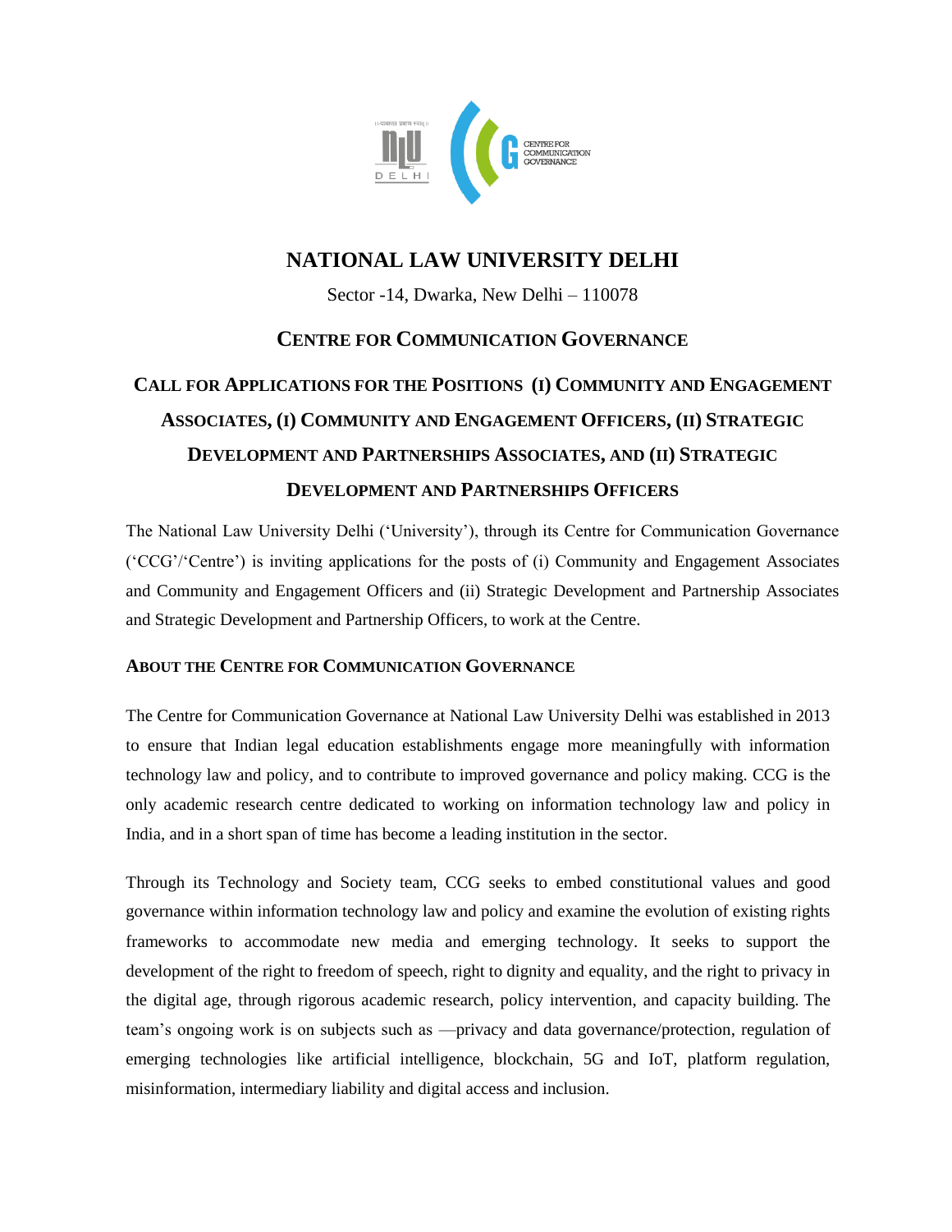# NATIONAL LAW UNIVERSITY DELHI

Sector -14, Dwarka, New Delhi – 110078

## CENTRE FOR COMMUNICATION GOVERNANCE

## CALL FOR APPLICATIONS FOR THE POSITIONS (I) COMMUNITY AND ENGAGEMENT ASSOCIATES, (I) COMMUNITY AND ENGAGEMENT OFFICERS, (II) STRATEGIC DEVELOPMENT AND PARTNERSHIPS ASSOCIATES, AND (II) STRATEGIC DEVELOPMENT AND PARTNERSHIPS OFFICERS

The National Law University Delhi ('University'), through its Centre for Communication Governance ('CCG'/'Centre') is inviting applications for the posts of (i) Community and Engagement Associates and Community and Engagement Officers and (ii) Strategic Development and Partnership Associates and Strategic Development and Partnership Officers, to work at the Centre.

### ABOUT THE CENTRE FOR COMMUNICATION GOVERNANCE

The Centre for Communication Governance at National Law University Delhi was established in 2013 to ensure that Indian legal education establishments engage more meaningfully with information technology law and policy, and to contribute to improved governance and policy making. CCG is the only academic research centre dedicated to working on information technology law and policy in India, and in a short span of time has become a leading institution in the sector.

Through its Technology and Society team, CCG seeks to embed constitutional values and good governance within information technology law and policy and examine the evolution of existing rights frameworks to accommodate new media and emerging technology. It seeks to support the development of the right to freedom of speech, right to dignity and equality, and the right to privacy in the digital age, through rigorous academic research, policy intervention, and capacity building. The team's ongoing work is on subjects such as —privacy and data governance/protection, regulation of emerging technologies like artificial intelligence, blockchain, 5G and IoT, platform regulation, misinformation, intermediary liability and digital access and inclusion.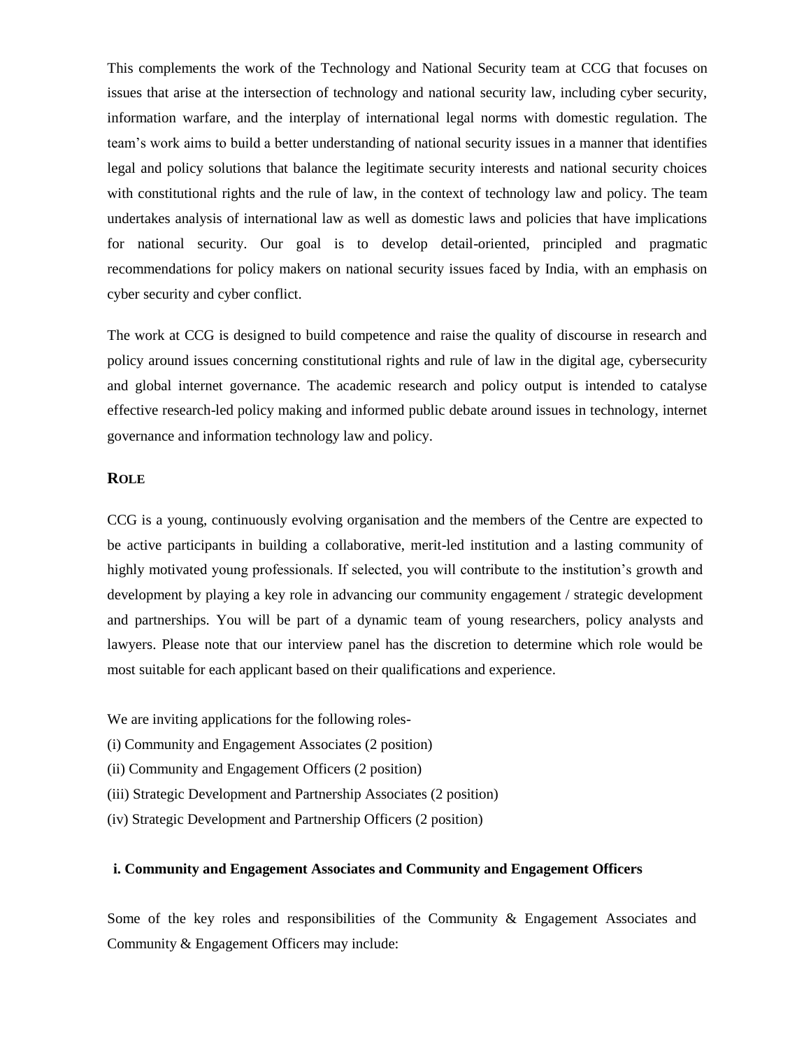This complements the work of the Technology and National Security team at CCG that focuses on issues that arise at the intersection of technology and national security law, including cyber security, information warfare, and the interplay of international legal norms with domestic regulation. The team's work aims to build a better understanding of national security issues in a manner that identifies legal and policy solutions that balance the legitimate security interests and national security choices with constitutional rights and the rule of law, in the context of technology law and policy. The team undertakes analysis of international law as well as domestic laws and policies that have implications for national security. Our goal is to develop detail-oriented, principled and pragmatic recommendations for policy makers on national security issues faced by India, with an emphasis on cyber security and cyber conflict.

The work at CCG is designed to build competence and raise the quality of discourse in research and policy around issues concerning constitutional rights and rule of law in the digital age, cybersecurity and global internet governance. The academic research and policy output is intended to catalyse effective research-led policy making and informed public debate around issues in technology, internet governance and information technology law and policy.

## ROLE

CCG is a young, continuously evolving organisation and the members of the Centre are expected to be active participants in building a collaborative, merit-led institution and a lasting community of highly motivated young professionals. If selected, you will contribute to the institution's growth and development by playing a key role in advancing our community engagement / strategic development and partnerships. You will be part of a dynamic team of young researchers, policy analysts and lawyers. Please note that our interview panel has the discretion to determine which role would be most suitable for each applicant based on their qualifications and experience.

We are inviting applications for the following roles-

(i) Community and Engagement Associates (2 position)
(ii) Community and Engagement Officers (2 position)
(iii) Strategic Development and Partnership Associates (2 position)
(iv) Strategic Development and Partnership Officers (2 position)

### i. Community and Engagement Associates and Community and Engagement Officers

Some of the key roles and responsibilities of the Community & Engagement Associates and Community & Engagement Officers may include: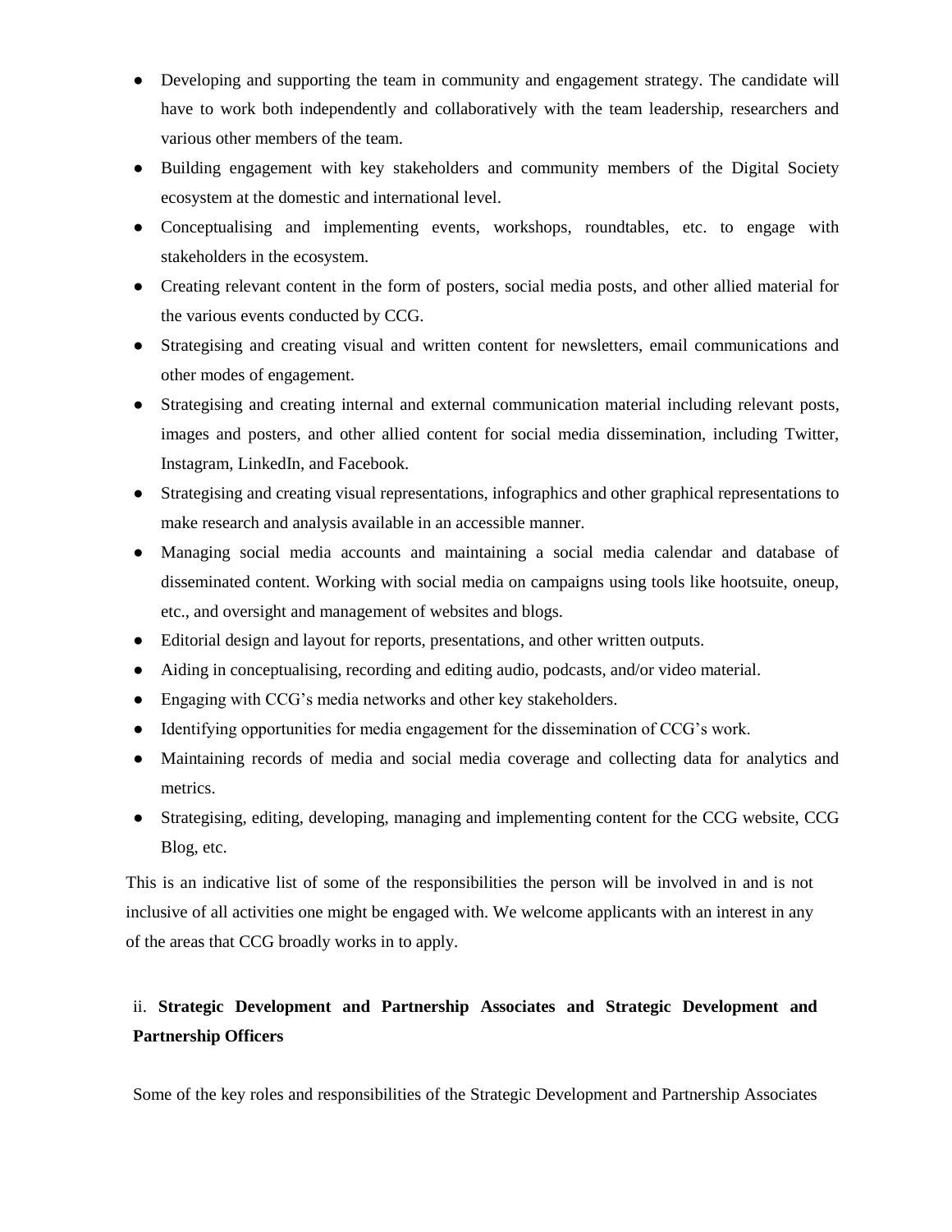- Developing and supporting the team in community and engagement strategy. The candidate will have to work both independently and collaboratively with the team leadership, researchers and various other members of the team.
- Building engagement with key stakeholders and community members of the Digital Society ecosystem at the domestic and international level.
- Conceptualising and implementing events, workshops, roundtables, etc. to engage with stakeholders in the ecosystem.
- Creating relevant content in the form of posters, social media posts, and other allied material for the various events conducted by CCG.
- Strategising and creating visual and written content for newsletters, email communications and other modes of engagement.
- Strategising and creating internal and external communication material including relevant posts, images and posters, and other allied content for social media dissemination, including Twitter, Instagram, LinkedIn, and Facebook.
- Strategising and creating visual representations, infographics and other graphical representations to make research and analysis available in an accessible manner.
- Managing social media accounts and maintaining a social media calendar and database of disseminated content. Working with social media on campaigns using tools like hootsuite, oneup, etc., and oversight and management of websites and blogs.
- Editorial design and layout for reports, presentations, and other written outputs.
- Aiding in conceptualising, recording and editing audio, podcasts, and/or video material.
- Engaging with CCG's media networks and other key stakeholders.
- Identifying opportunities for media engagement for the dissemination of CCG's work.
- Maintaining records of media and social media coverage and collecting data for analytics and metrics.
- Strategising, editing, developing, managing and implementing content for the CCG website, CCG Blog, etc.

This is an indicative list of some of the responsibilities the person will be involved in and is not inclusive of all activities one might be engaged with. We welcome applicants with an interest in any of the areas that CCG broadly works in to apply.

### ii. **Strategic Development and Partnership Associates and Strategic Development and Partnership Officers**

Some of the key roles and responsibilities of the Strategic Development and Partnership Associates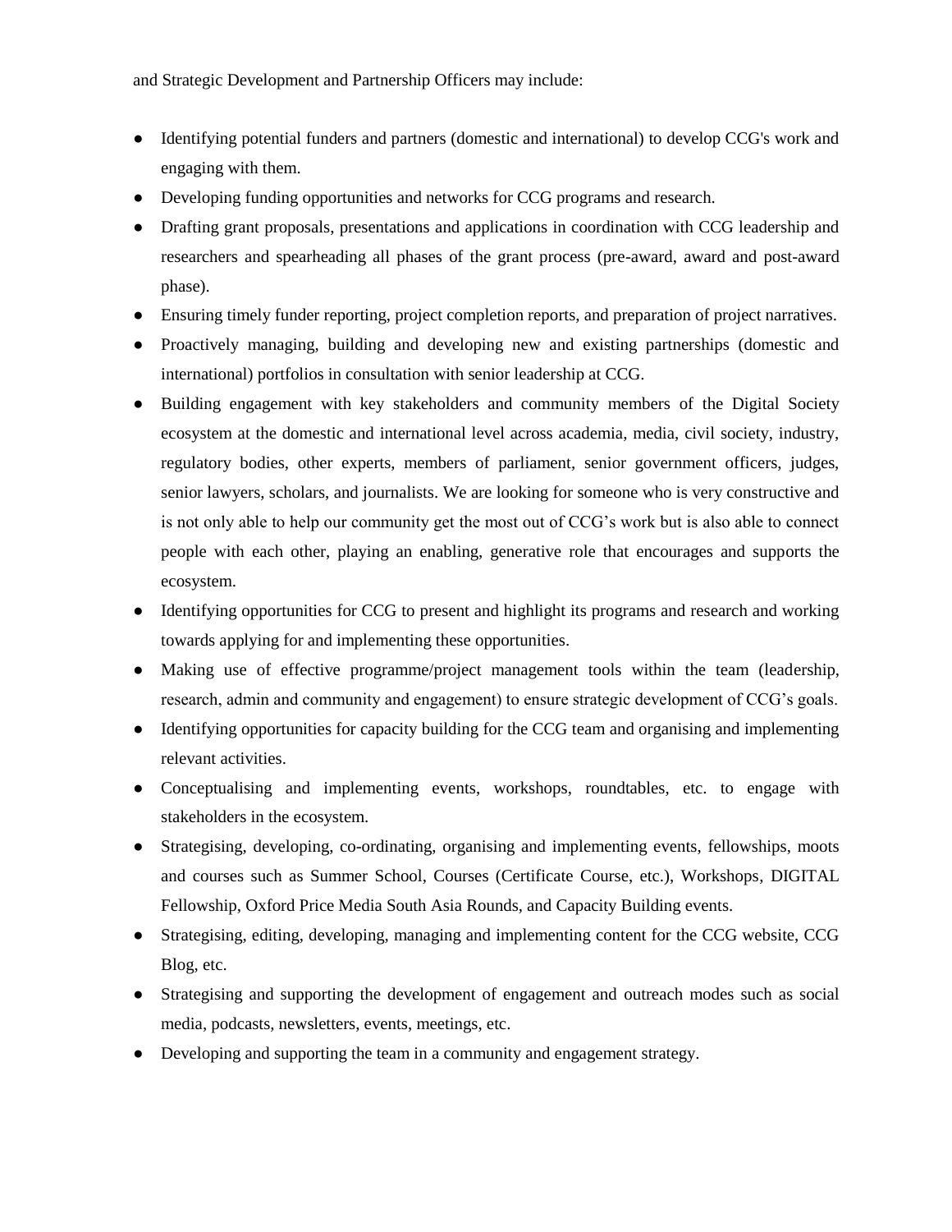and Strategic Development and Partnership Officers may include:

- Identifying potential funders and partners (domestic and international) to develop CCG's work and engaging with them.
- Developing funding opportunities and networks for CCG programs and research.
- Drafting grant proposals, presentations and applications in coordination with CCG leadership and researchers and spearheading all phases of the grant process (pre-award, award and post-award phase).
- Ensuring timely funder reporting, project completion reports, and preparation of project narratives.
- Proactively managing, building and developing new and existing partnerships (domestic and international) portfolios in consultation with senior leadership at CCG.
- Building engagement with key stakeholders and community members of the Digital Society ecosystem at the domestic and international level across academia, media, civil society, industry, regulatory bodies, other experts, members of parliament, senior government officers, judges, senior lawyers, scholars, and journalists. We are looking for someone who is very constructive and is not only able to help our community get the most out of CCG's work but is also able to connect people with each other, playing an enabling, generative role that encourages and supports the ecosystem.
- Identifying opportunities for CCG to present and highlight its programs and research and working towards applying for and implementing these opportunities.
- Making use of effective programme/project management tools within the team (leadership, research, admin and community and engagement) to ensure strategic development of CCG's goals.
- Identifying opportunities for capacity building for the CCG team and organising and implementing relevant activities.
- Conceptualising and implementing events, workshops, roundtables, etc. to engage with stakeholders in the ecosystem.
- Strategising, developing, co-ordinating, organising and implementing events, fellowships, moots and courses such as Summer School, Courses (Certificate Course, etc.), Workshops, DIGITAL Fellowship, Oxford Price Media South Asia Rounds, and Capacity Building events.
- Strategising, editing, developing, managing and implementing content for the CCG website, CCG Blog, etc.
- Strategising and supporting the development of engagement and outreach modes such as social media, podcasts, newsletters, events, meetings, etc.
- Developing and supporting the team in a community and engagement strategy.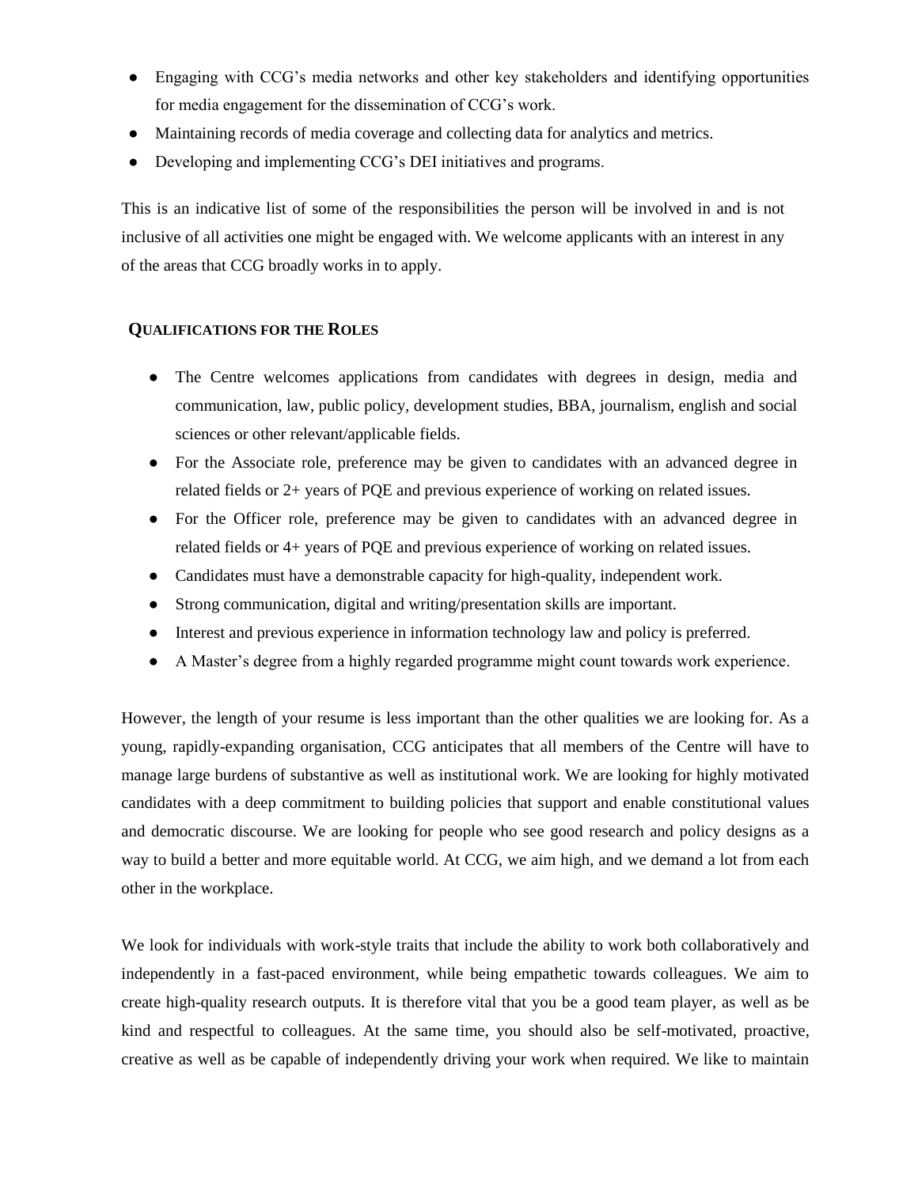- Engaging with CCG's media networks and other key stakeholders and identifying opportunities for media engagement for the dissemination of CCG's work.
- Maintaining records of media coverage and collecting data for analytics and metrics.
- Developing and implementing CCG's DEI initiatives and programs.

This is an indicative list of some of the responsibilities the person will be involved in and is not inclusive of all activities one might be engaged with. We welcome applicants with an interest in any of the areas that CCG broadly works in to apply.

## QUALIFICATIONS FOR THE ROLES

- The Centre welcomes applications from candidates with degrees in design, media and communication, law, public policy, development studies, BBA, journalism, english and social sciences or other relevant/applicable fields.
- For the Associate role, preference may be given to candidates with an advanced degree in related fields or 2+ years of PQE and previous experience of working on related issues.
- For the Officer role, preference may be given to candidates with an advanced degree in related fields or 4+ years of PQE and previous experience of working on related issues.
- Candidates must have a demonstrable capacity for high-quality, independent work.
- Strong communication, digital and writing/presentation skills are important.
- Interest and previous experience in information technology law and policy is preferred.
- A Master's degree from a highly regarded programme might count towards work experience.

However, the length of your resume is less important than the other qualities we are looking for. As a young, rapidly-expanding organisation, CCG anticipates that all members of the Centre will have to manage large burdens of substantive as well as institutional work. We are looking for highly motivated candidates with a deep commitment to building policies that support and enable constitutional values and democratic discourse. We are looking for people who see good research and policy designs as a way to build a better and more equitable world. At CCG, we aim high, and we demand a lot from each other in the workplace.

We look for individuals with work-style traits that include the ability to work both collaboratively and independently in a fast-paced environment, while being empathetic towards colleagues. We aim to create high-quality research outputs. It is therefore vital that you be a good team player, as well as be kind and respectful to colleagues. At the same time, you should also be self-motivated, proactive, creative as well as be capable of independently driving your work when required. We like to maintain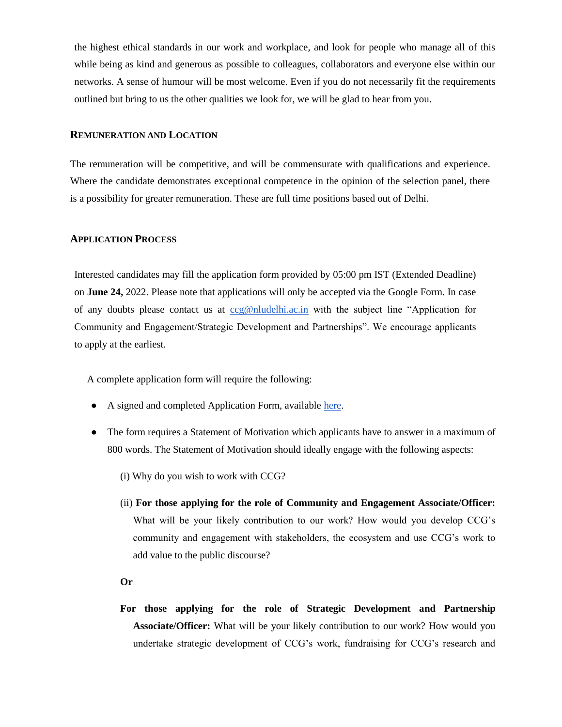the highest ethical standards in our work and workplace, and look for people who manage all of this while being as kind and generous as possible to colleagues, collaborators and everyone else within our networks. A sense of humour will be most welcome. Even if you do not necessarily fit the requirements outlined but bring to us the other qualities we look for, we will be glad to hear from you.

## REMUNERATION AND LOCATION

The remuneration will be competitive, and will be commensurate with qualifications and experience. Where the candidate demonstrates exceptional competence in the opinion of the selection panel, there is a possibility for greater remuneration. These are full time positions based out of Delhi.

## APPLICATION PROCESS

Interested candidates may fill the application form provided by 05:00 pm IST (Extended Deadline) on **June 24,** 2022. Please note that applications will only be accepted via the Google Form. In case of any doubts please contact us at ccg@nludelhi.ac.in with the subject line "Application for Community and Engagement/Strategic Development and Partnerships". We encourage applicants to apply at the earliest.

A complete application form will require the following:

- A signed and completed Application Form, available here.
- The form requires a Statement of Motivation which applicants have to answer in a maximum of 800 words. The Statement of Motivation should ideally engage with the following aspects:

  (i) Why do you wish to work with CCG?

  (ii) **For those applying for the role of Community and Engagement Associate/Officer:** What will be your likely contribution to our work? How would you develop CCG's community and engagement with stakeholders, the ecosystem and use CCG's work to add value to the public discourse?

  **Or**

  **For those applying for the role of Strategic Development and Partnership Associate/Officer:** What will be your likely contribution to our work? How would you undertake strategic development of CCG's work, fundraising for CCG's research and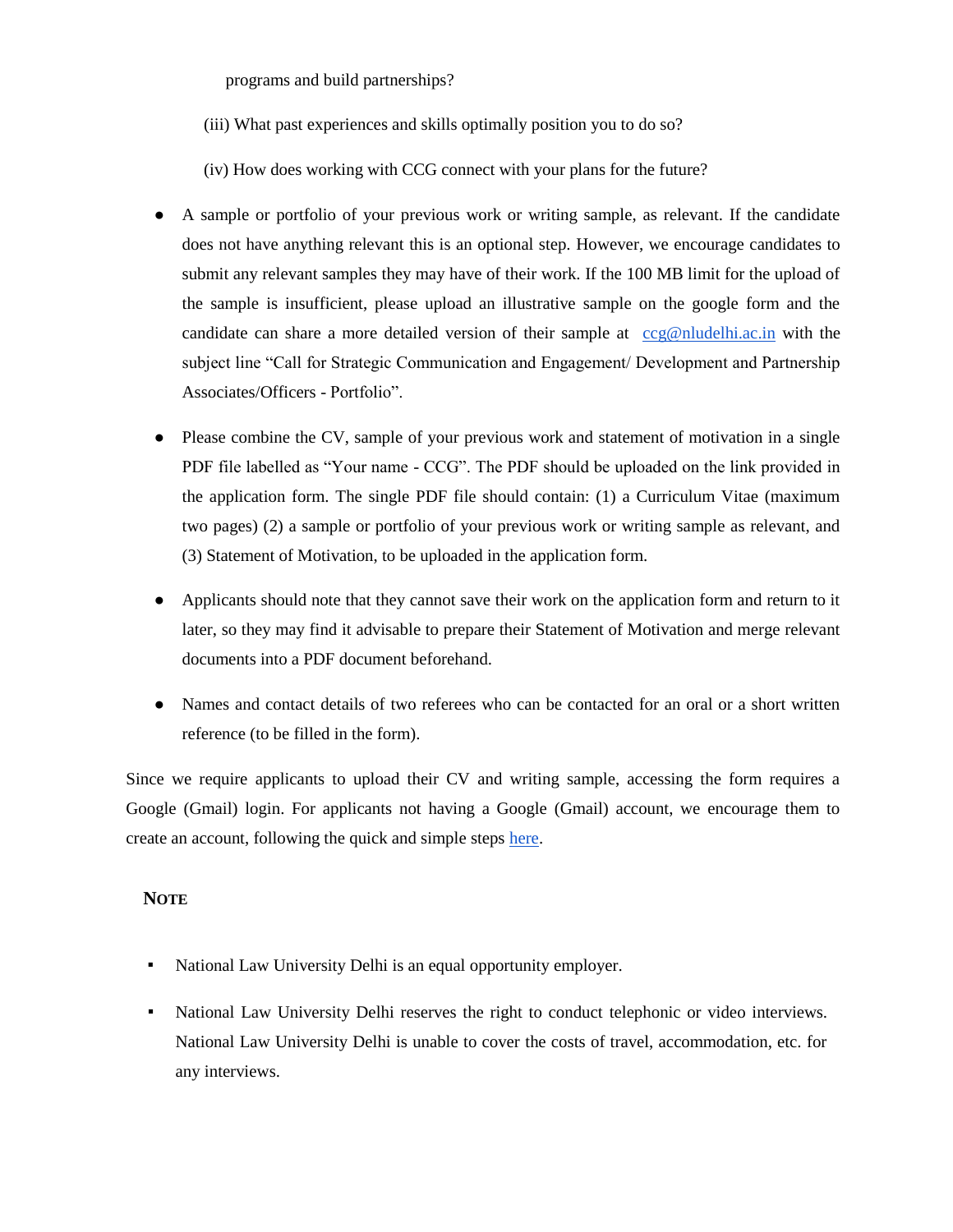programs and build partnerships?

(iii) What past experiences and skills optimally position you to do so?

(iv) How does working with CCG connect with your plans for the future?

- A sample or portfolio of your previous work or writing sample, as relevant. If the candidate does not have anything relevant this is an optional step. However, we encourage candidates to submit any relevant samples they may have of their work. If the 100 MB limit for the upload of the sample is insufficient, please upload an illustrative sample on the google form and the candidate can share a more detailed version of their sample at ccg@nludelhi.ac.in with the subject line "Call for Strategic Communication and Engagement/ Development and Partnership Associates/Officers - Portfolio".

- Please combine the CV, sample of your previous work and statement of motivation in a single PDF file labelled as "Your name - CCG". The PDF should be uploaded on the link provided in the application form. The single PDF file should contain: (1) a Curriculum Vitae (maximum two pages) (2) a sample or portfolio of your previous work or writing sample as relevant, and (3) Statement of Motivation, to be uploaded in the application form.

- Applicants should note that they cannot save their work on the application form and return to it later, so they may find it advisable to prepare their Statement of Motivation and merge relevant documents into a PDF document beforehand.

- Names and contact details of two referees who can be contacted for an oral or a short written reference (to be filled in the form).

Since we require applicants to upload their CV and writing sample, accessing the form requires a Google (Gmail) login. For applicants not having a Google (Gmail) account, we encourage them to create an account, following the quick and simple steps here.

**NOTE**

- National Law University Delhi is an equal opportunity employer.

- National Law University Delhi reserves the right to conduct telephonic or video interviews. National Law University Delhi is unable to cover the costs of travel, accommodation, etc. for any interviews.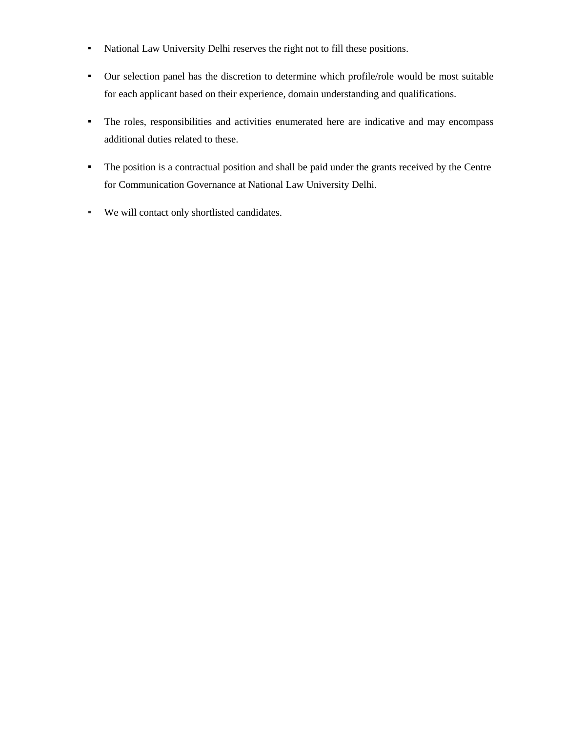- National Law University Delhi reserves the right not to fill these positions.
- Our selection panel has the discretion to determine which profile/role would be most suitable for each applicant based on their experience, domain understanding and qualifications.
- The roles, responsibilities and activities enumerated here are indicative and may encompass additional duties related to these.
- The position is a contractual position and shall be paid under the grants received by the Centre for Communication Governance at National Law University Delhi.
- We will contact only shortlisted candidates.